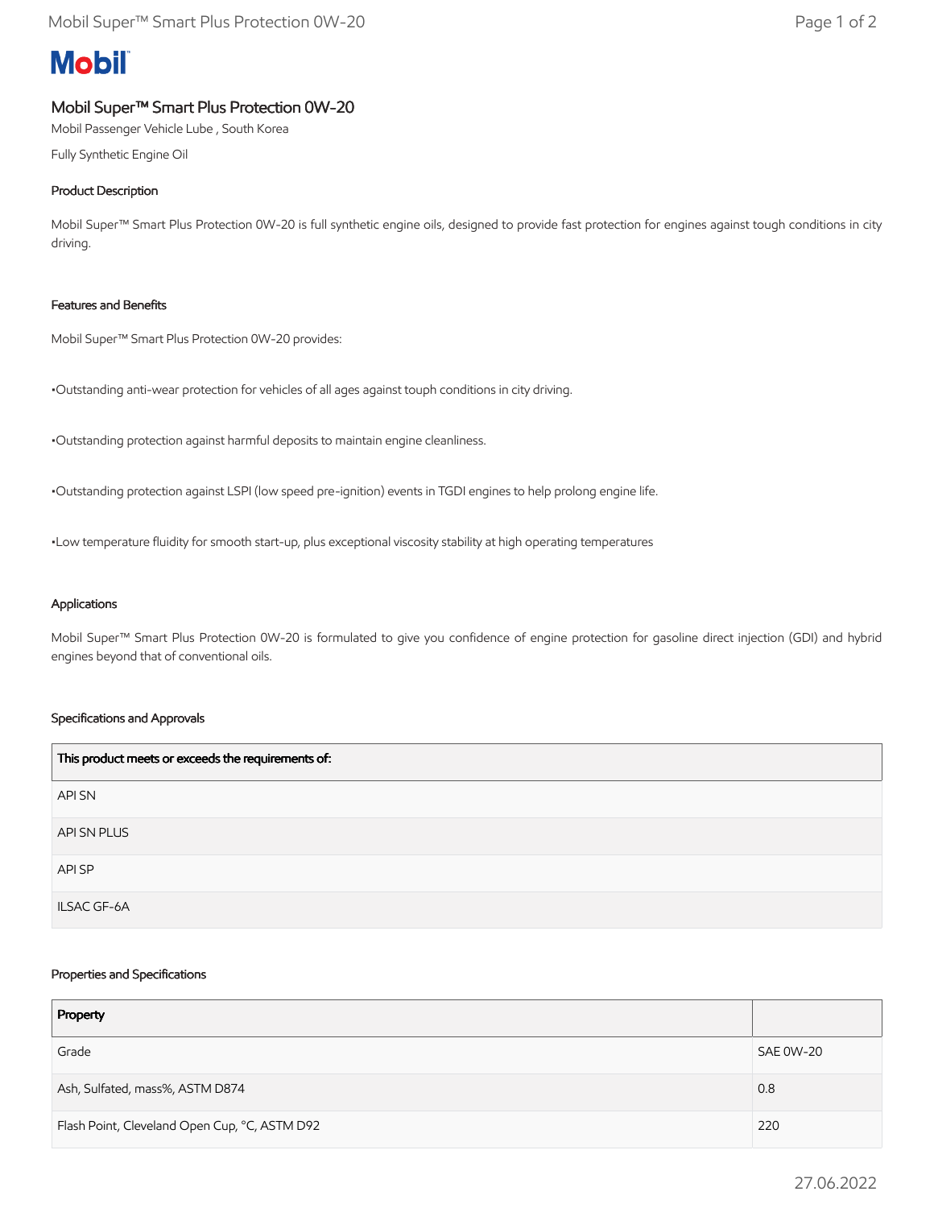# Mobil

## Mobil Super™ Smart Plus Protection 0W-20

Mobil Passenger Vehicle Lube , South Korea

Fully Synthetic Engine Oil

### Product Description

Mobil Super™ Smart Plus Protection 0W-20 is full synthetic engine oils, designed to provide fast protection for engines against tough conditions in city driving.

### Features and Benefits

Mobil Super™ Smart Plus Protection 0W-20 provides:

•Outstanding anti-wear protection for vehicles of all ages against touph conditions in city driving.

•Outstanding protection against harmful deposits to maintain engine cleanliness.

•Outstanding protection against LSPI (low speed pre-ignition) events in TGDI engines to help prolong engine life.

•Low temperature fluidity for smooth start-up, plus exceptional viscosity stability at high operating temperatures

### Applications

Mobil Super™ Smart Plus Protection 0W-20 is formulated to give you confidence of engine protection for gasoline direct injection (GDI) and hybrid engines beyond that of conventional oils.

### Specifications and Approvals

| This product meets or exceeds the requirements of: |
| --- |
| API SN |
| API SN PLUS |
| API SP |
| ILSAC GF-6A |

### Properties and Specifications

| Property | |
| --- | --- |
| Grade | SAE 0W-20 |
| Ash, Sulfated, mass%, ASTM D874 | 0.8 |
| Flash Point, Cleveland Open Cup, °C, ASTM D92 | 220 |

27.06.2022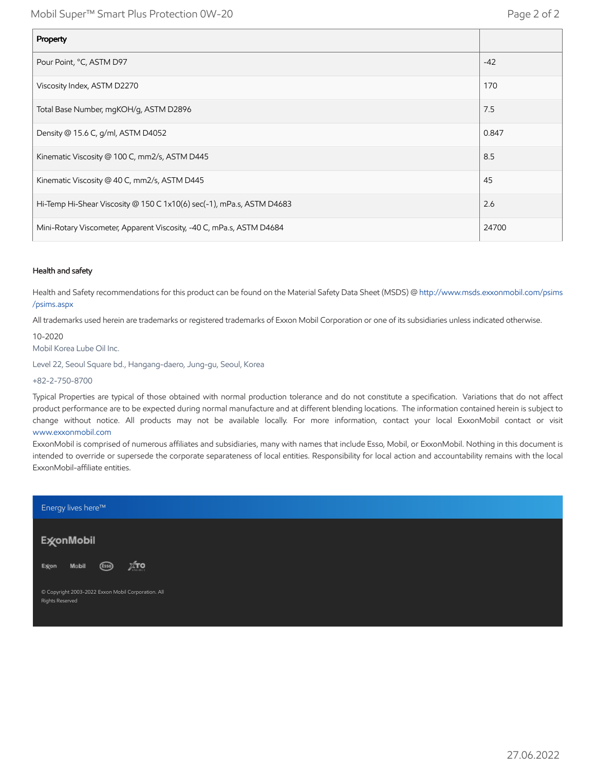| Property | |
|---|---|
| Pour Point, °C, ASTM D97 | -42 |
| Viscosity Index, ASTM D2270 | 170 |
| Total Base Number, mgKOH/g, ASTM D2896 | 7.5 |
| Density @ 15.6 C, g/ml, ASTM D4052 | 0.847 |
| Kinematic Viscosity @ 100 C, mm2/s, ASTM D445 | 8.5 |
| Kinematic Viscosity @ 40 C, mm2/s, ASTM D445 | 45 |
| Hi-Temp Hi-Shear Viscosity @ 150 C 1x10(6) sec(-1), mPa.s, ASTM D4683 | 2.6 |
| Mini-Rotary Viscometer, Apparent Viscosity, -40 C, mPa.s, ASTM D4684 | 24700 |

#### Health and safety

Health and Safety recommendations for this product can be found on the Material Safety Data Sheet (MSDS) @ http://www.msds.exxonmobil.com/psims/psims.aspx

All trademarks used herein are trademarks or registered trademarks of Exxon Mobil Corporation or one of its subsidiaries unless indicated otherwise.

10-2020

Mobil Korea Lube Oil Inc.

Level 22, Seoul Square bd., Hangang-daero, Jung-gu, Seoul, Korea

+82-2-750-8700

Typical Properties are typical of those obtained with normal production tolerance and do not constitute a specification. Variations that do not affect product performance are to be expected during normal manufacture and at different blending locations. The information contained herein is subject to change without notice. All products may not be available locally. For more information, contact your local ExxonMobil contact or visit www.exxonmobil.com

ExxonMobil is comprised of numerous affiliates and subsidiaries, many with names that include Esso, Mobil, or ExxonMobil. Nothing in this document is intended to override or supersede the corporate separateness of local entities. Responsibility for local action and accountability remains with the local ExxonMobil-affiliate entities.

Energy lives here™

ExxonMobil

Exxon Mobil Esso XTO

© Copyright 2003-2022 Exxon Mobil Corporation. All Rights Reserved